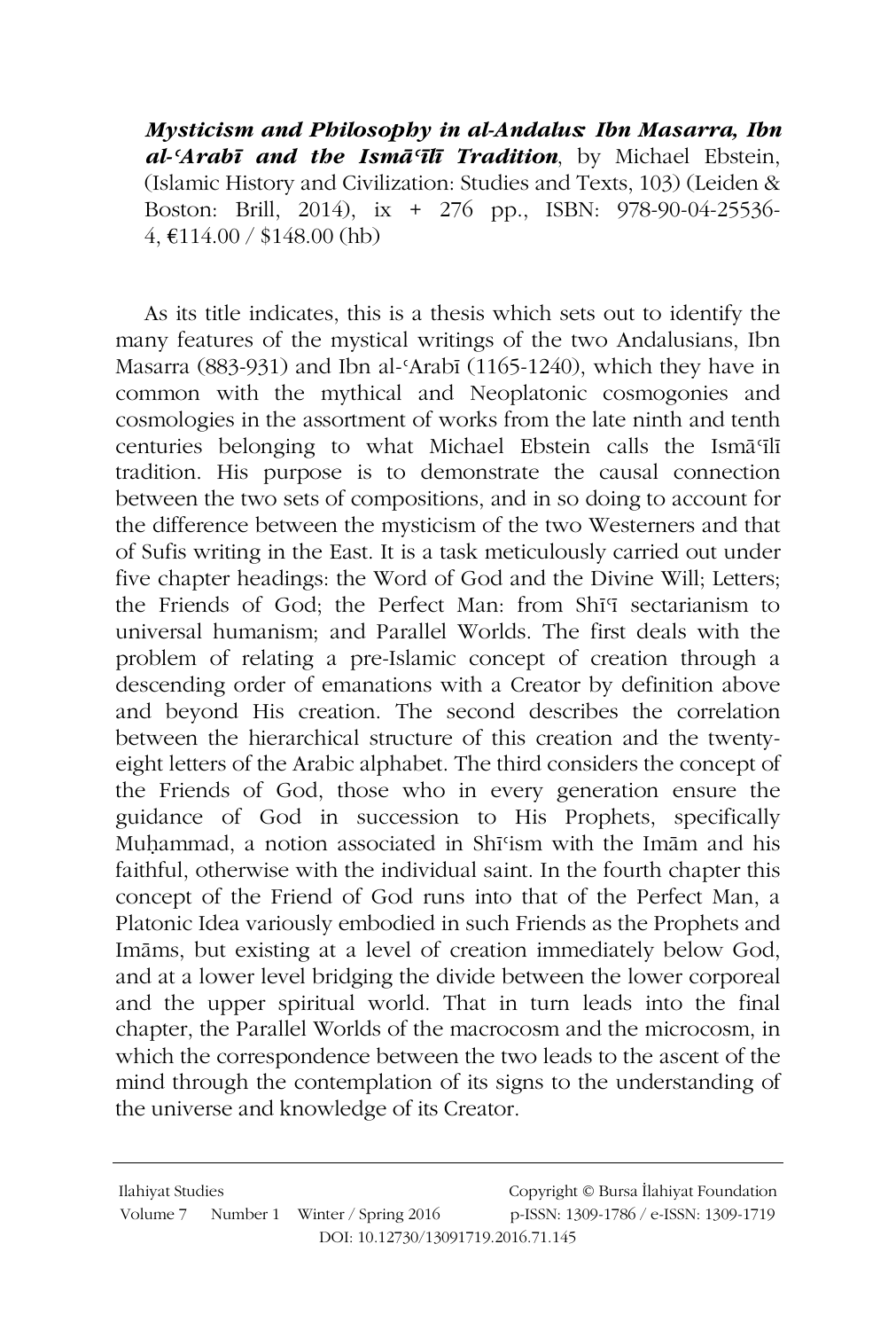***Mysticism and Philosophy in al-Andalus: Ibn Masarra, Ibn al-ʿArabī and the Ismāʿīlī Tradition***, by Michael Ebstein, (Islamic History and Civilization: Studies and Texts, 103) (Leiden & Boston: Brill, 2014), ix + 276 pp., ISBN: 978-90-04-25536-4, €114.00 / $148.00 (hb)

As its title indicates, this is a thesis which sets out to identify the many features of the mystical writings of the two Andalusians, Ibn Masarra (883-931) and Ibn al-ʿArabī (1165-1240), which they have in common with the mythical and Neoplatonic cosmogonies and cosmologies in the assortment of works from the late ninth and tenth centuries belonging to what Michael Ebstein calls the Ismāʿīlī tradition. His purpose is to demonstrate the causal connection between the two sets of compositions, and in so doing to account for the difference between the mysticism of the two Westerners and that of Sufis writing in the East. It is a task meticulously carried out under five chapter headings: the Word of God and the Divine Will; Letters; the Friends of God; the Perfect Man: from Shīʿī sectarianism to universal humanism; and Parallel Worlds. The first deals with the problem of relating a pre-Islamic concept of creation through a descending order of emanations with a Creator by definition above and beyond His creation. The second describes the correlation between the hierarchical structure of this creation and the twenty-eight letters of the Arabic alphabet. The third considers the concept of the Friends of God, those who in every generation ensure the guidance of God in succession to His Prophets, specifically Muḥammad, a notion associated in Shīʿism with the Imām and his faithful, otherwise with the individual saint. In the fourth chapter this concept of the Friend of God runs into that of the Perfect Man, a Platonic Idea variously embodied in such Friends as the Prophets and Imāms, but existing at a level of creation immediately below God, and at a lower level bridging the divide between the lower corporeal and the upper spiritual world. That in turn leads into the final chapter, the Parallel Worlds of the macrocosm and the microcosm, in which the correspondence between the two leads to the ascent of the mind through the contemplation of its signs to the understanding of the universe and knowledge of its Creator.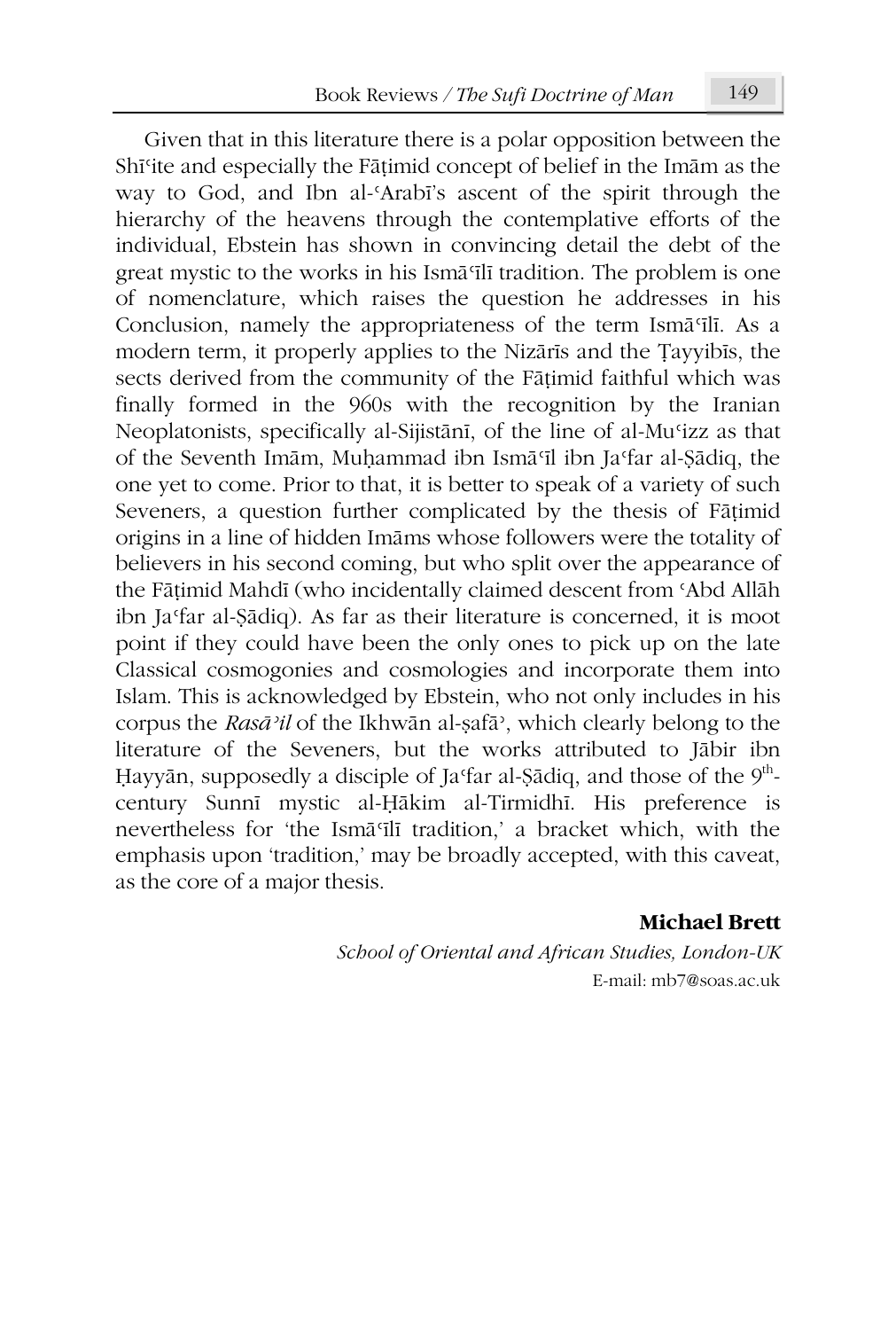Given that in this literature there is a polar opposition between the Shīʿite and especially the Fāṭimid concept of belief in the Imām as the way to God, and Ibn al-ʿArabī's ascent of the spirit through the hierarchy of the heavens through the contemplative efforts of the individual, Ebstein has shown in convincing detail the debt of the great mystic to the works in his Ismāʿīlī tradition. The problem is one of nomenclature, which raises the question he addresses in his Conclusion, namely the appropriateness of the term Ismāʿīlī. As a modern term, it properly applies to the Nizārīs and the Ṭayyibīs, the sects derived from the community of the Fāṭimid faithful which was finally formed in the 960s with the recognition by the Iranian Neoplatonists, specifically al-Sijistānī, of the line of al-Muʿizz as that of the Seventh Imām, Muḥammad ibn Ismāʿīl ibn Jaʿfar al-Ṣādiq, the one yet to come. Prior to that, it is better to speak of a variety of such Seveners, a question further complicated by the thesis of Fāṭimid origins in a line of hidden Imāms whose followers were the totality of believers in his second coming, but who split over the appearance of the Fāṭimid Mahdī (who incidentally claimed descent from ʿAbd Allāh ibn Jaʿfar al-Ṣādiq). As far as their literature is concerned, it is moot point if they could have been the only ones to pick up on the late Classical cosmogonies and cosmologies and incorporate them into Islam. This is acknowledged by Ebstein, who not only includes in his corpus the *Rasāʾil* of the Ikhwān al-ṣafāʾ, which clearly belong to the literature of the Seveners, but the works attributed to Jābir ibn Ḥayyān, supposedly a disciple of Jaʿfar al-Ṣādiq, and those of the 9th-century Sunnī mystic al-Ḥākim al-Tirmidhī. His preference is nevertheless for 'the Ismāʿīlī tradition,' a bracket which, with the emphasis upon 'tradition,' may be broadly accepted, with this caveat, as the core of a major thesis.

**Michael Brett**

*School of Oriental and African Studies, London-UK*

E-mail: mb7@soas.ac.uk